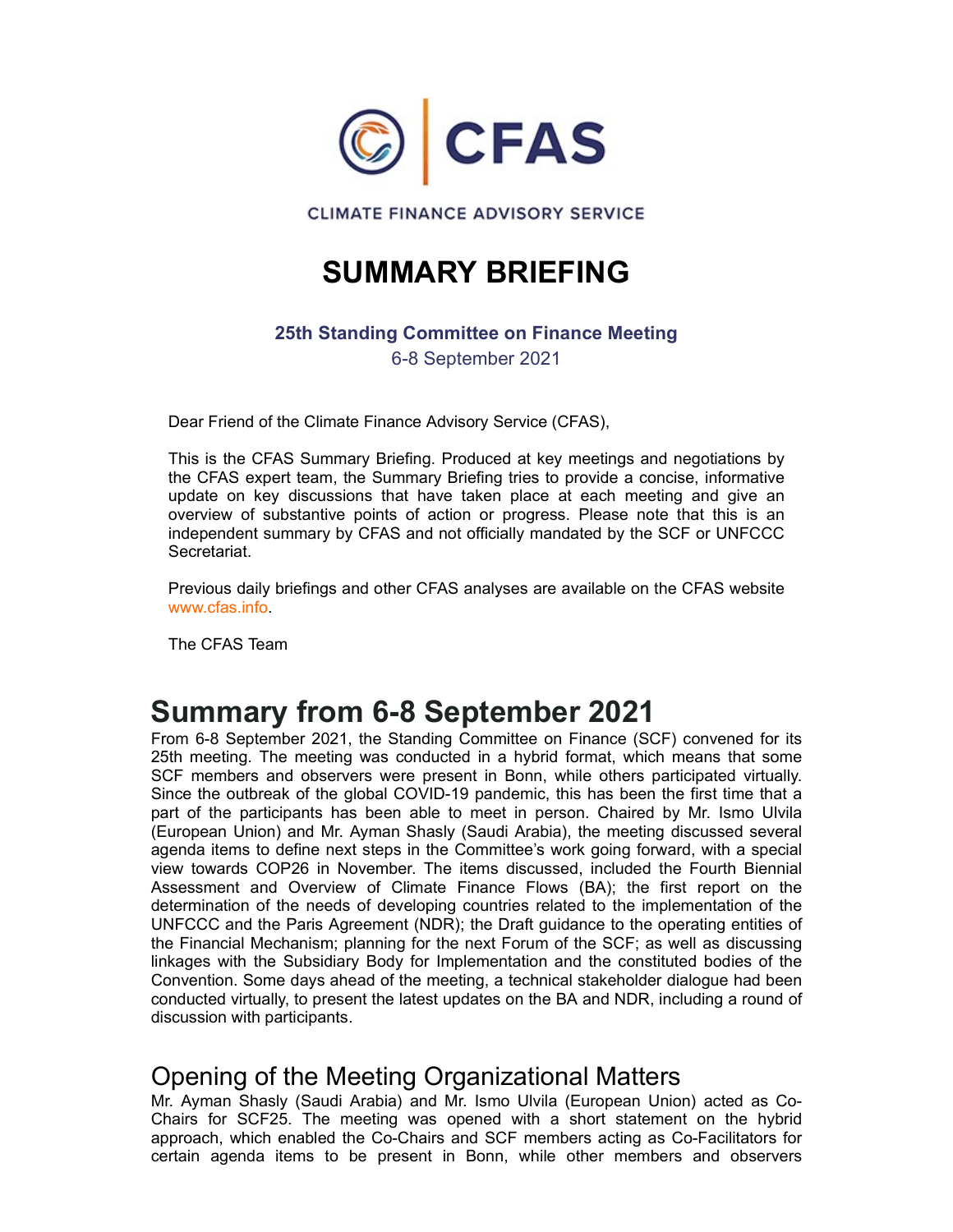CFAS

CLIMATE FINANCE ADVISORY SERVICE

# SUMMARY BRIEFING

**25th Standing Committee on Finance Meeting**

6-8 September 2021

Dear Friend of the Climate Finance Advisory Service (CFAS),

This is the CFAS Summary Briefing. Produced at key meetings and negotiations by the CFAS expert team, the Summary Briefing tries to provide a concise, informative update on key discussions that have taken place at each meeting and give an overview of substantive points of action or progress. Please note that this is an independent summary by CFAS and not officially mandated by the SCF or UNFCCC Secretariat.

Previous daily briefings and other CFAS analyses are available on the CFAS website www.cfas.info.

The CFAS Team

# Summary from 6-8 September 2021

From 6-8 September 2021, the Standing Committee on Finance (SCF) convened for its 25th meeting. The meeting was conducted in a hybrid format, which means that some SCF members and observers were present in Bonn, while others participated virtually. Since the outbreak of the global COVID-19 pandemic, this has been the first time that a part of the participants has been able to meet in person. Chaired by Mr. Ismo Ulvila (European Union) and Mr. Ayman Shasly (Saudi Arabia), the meeting discussed several agenda items to define next steps in the Committee's work going forward, with a special view towards COP26 in November. The items discussed, included the Fourth Biennial Assessment and Overview of Climate Finance Flows (BA); the first report on the determination of the needs of developing countries related to the implementation of the UNFCCC and the Paris Agreement (NDR); the Draft guidance to the operating entities of the Financial Mechanism; planning for the next Forum of the SCF; as well as discussing linkages with the Subsidiary Body for Implementation and the constituted bodies of the Convention. Some days ahead of the meeting, a technical stakeholder dialogue had been conducted virtually, to present the latest updates on the BA and NDR, including a round of discussion with participants.

## Opening of the Meeting Organizational Matters

Mr. Ayman Shasly (Saudi Arabia) and Mr. Ismo Ulvila (European Union) acted as Co-Chairs for SCF25. The meeting was opened with a short statement on the hybrid approach, which enabled the Co-Chairs and SCF members acting as Co-Facilitators for certain agenda items to be present in Bonn, while other members and observers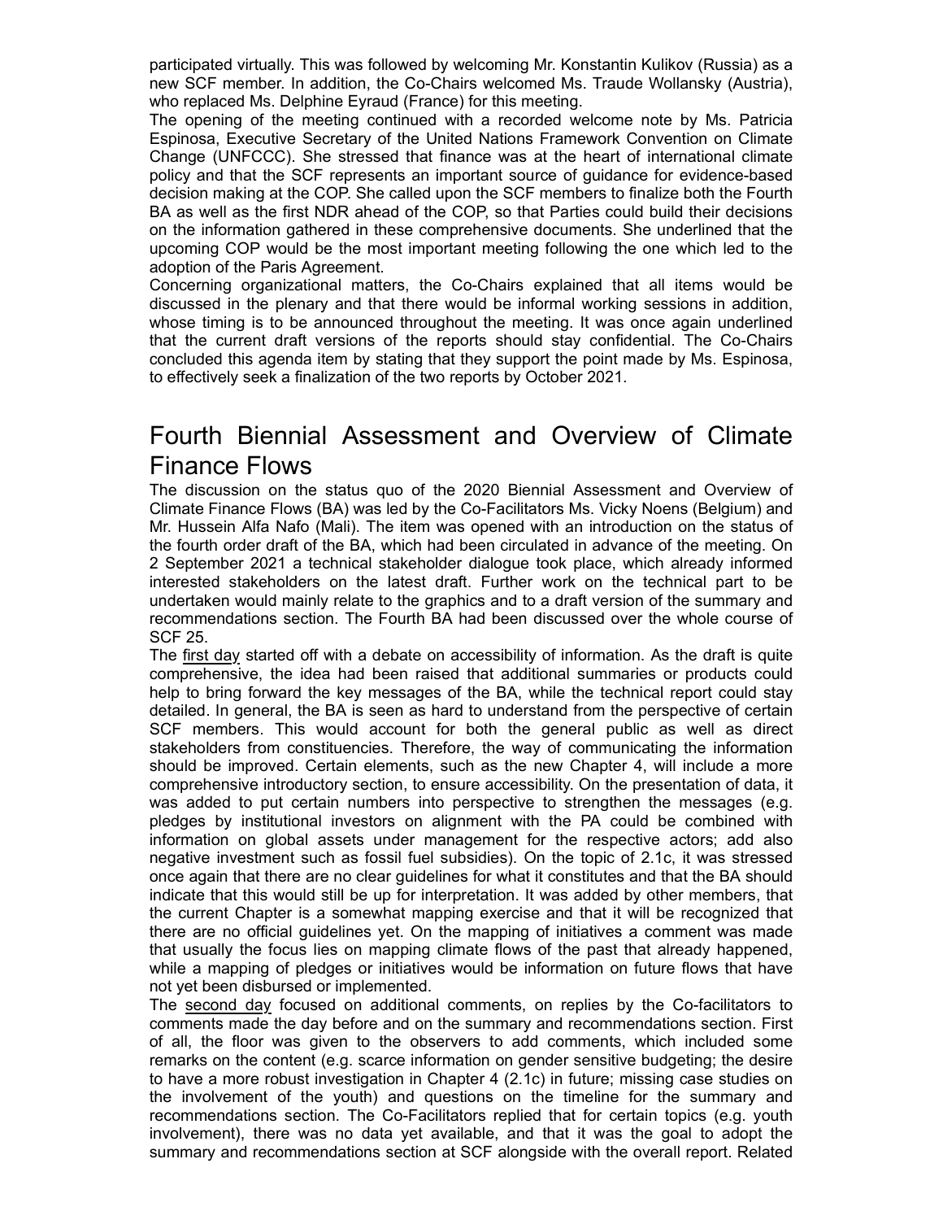participated virtually. This was followed by welcoming Mr. Konstantin Kulikov (Russia) as a new SCF member. In addition, the Co-Chairs welcomed Ms. Traude Wollansky (Austria), who replaced Ms. Delphine Eyraud (France) for this meeting.

The opening of the meeting continued with a recorded welcome note by Ms. Patricia Espinosa, Executive Secretary of the United Nations Framework Convention on Climate Change (UNFCCC). She stressed that finance was at the heart of international climate policy and that the SCF represents an important source of guidance for evidence-based decision making at the COP. She called upon the SCF members to finalize both the Fourth BA as well as the first NDR ahead of the COP, so that Parties could build their decisions on the information gathered in these comprehensive documents. She underlined that the upcoming COP would be the most important meeting following the one which led to the adoption of the Paris Agreement.

Concerning organizational matters, the Co-Chairs explained that all items would be discussed in the plenary and that there would be informal working sessions in addition, whose timing is to be announced throughout the meeting. It was once again underlined that the current draft versions of the reports should stay confidential. The Co-Chairs concluded this agenda item by stating that they support the point made by Ms. Espinosa, to effectively seek a finalization of the two reports by October 2021.

# Fourth Biennial Assessment and Overview of Climate Finance Flows

The discussion on the status quo of the 2020 Biennial Assessment and Overview of Climate Finance Flows (BA) was led by the Co-Facilitators Ms. Vicky Noens (Belgium) and Mr. Hussein Alfa Nafo (Mali). The item was opened with an introduction on the status of the fourth order draft of the BA, which had been circulated in advance of the meeting. On 2 September 2021 a technical stakeholder dialogue took place, which already informed interested stakeholders on the latest draft. Further work on the technical part to be undertaken would mainly relate to the graphics and to a draft version of the summary and recommendations section. The Fourth BA had been discussed over the whole course of SCF 25.

The first day started off with a debate on accessibility of information. As the draft is quite comprehensive, the idea had been raised that additional summaries or products could help to bring forward the key messages of the BA, while the technical report could stay detailed. In general, the BA is seen as hard to understand from the perspective of certain SCF members. This would account for both the general public as well as direct stakeholders from constituencies. Therefore, the way of communicating the information should be improved. Certain elements, such as the new Chapter 4, will include a more comprehensive introductory section, to ensure accessibility. On the presentation of data, it was added to put certain numbers into perspective to strengthen the messages (e.g. pledges by institutional investors on alignment with the PA could be combined with information on global assets under management for the respective actors; add also negative investment such as fossil fuel subsidies). On the topic of 2.1c, it was stressed once again that there are no clear guidelines for what it constitutes and that the BA should indicate that this would still be up for interpretation. It was added by other members, that the current Chapter is a somewhat mapping exercise and that it will be recognized that there are no official guidelines yet. On the mapping of initiatives a comment was made that usually the focus lies on mapping climate flows of the past that already happened, while a mapping of pledges or initiatives would be information on future flows that have not yet been disbursed or implemented.

The second day focused on additional comments, on replies by the Co-facilitators to comments made the day before and on the summary and recommendations section. First of all, the floor was given to the observers to add comments, which included some remarks on the content (e.g. scarce information on gender sensitive budgeting; the desire to have a more robust investigation in Chapter 4 (2.1c) in future; missing case studies on the involvement of the youth) and questions on the timeline for the summary and recommendations section. The Co-Facilitators replied that for certain topics (e.g. youth involvement), there was no data yet available, and that it was the goal to adopt the summary and recommendations section at SCF alongside with the overall report. Related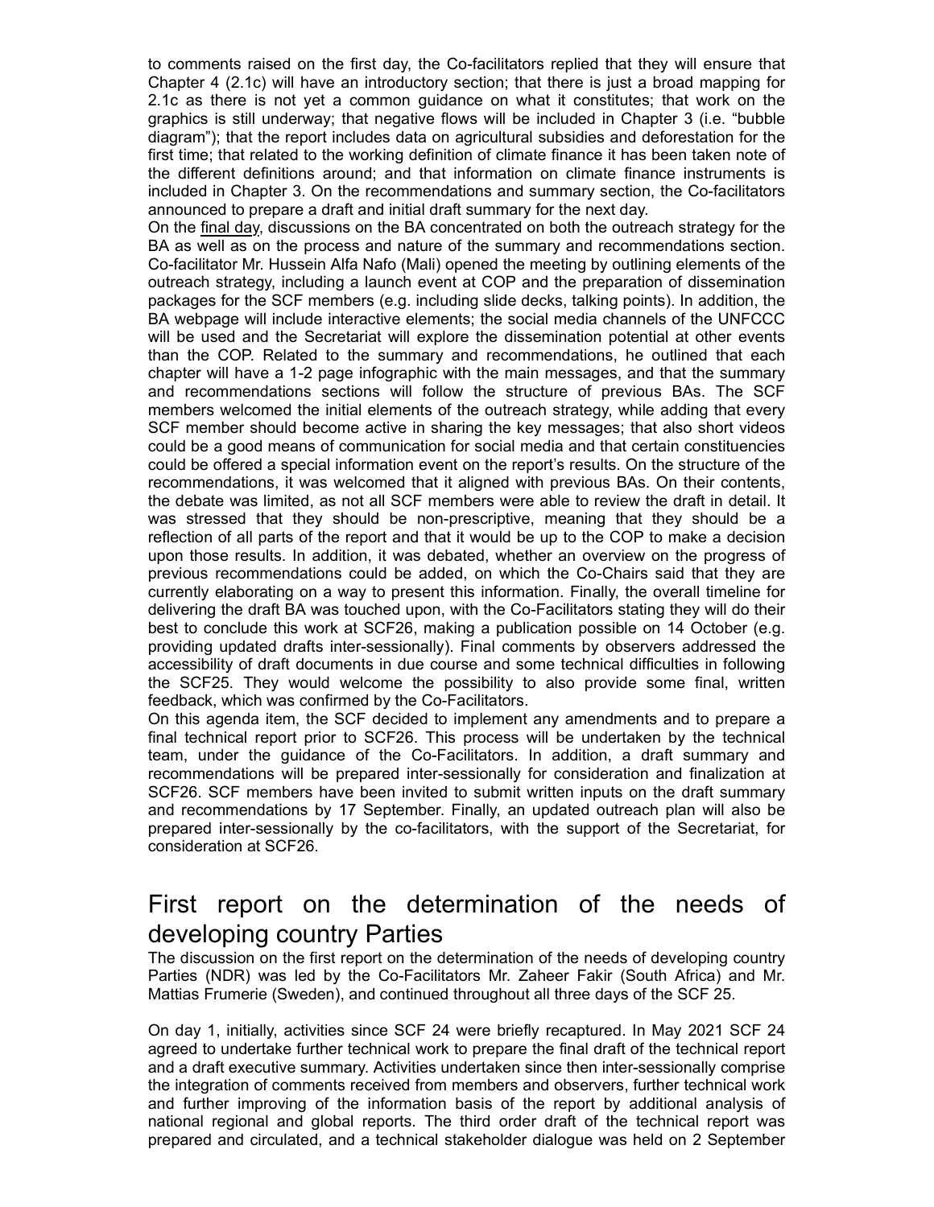to comments raised on the first day, the Co-facilitators replied that they will ensure that Chapter 4 (2.1c) will have an introductory section; that there is just a broad mapping for 2.1c as there is not yet a common guidance on what it constitutes; that work on the graphics is still underway; that negative flows will be included in Chapter 3 (i.e. "bubble diagram"); that the report includes data on agricultural subsidies and deforestation for the first time; that related to the working definition of climate finance it has been taken note of the different definitions around; and that information on climate finance instruments is included in Chapter 3. On the recommendations and summary section, the Co-facilitators announced to prepare a draft and initial draft summary for the next day.

On the final day, discussions on the BA concentrated on both the outreach strategy for the BA as well as on the process and nature of the summary and recommendations section. Co-facilitator Mr. Hussein Alfa Nafo (Mali) opened the meeting by outlining elements of the outreach strategy, including a launch event at COP and the preparation of dissemination packages for the SCF members (e.g. including slide decks, talking points). In addition, the BA webpage will include interactive elements; the social media channels of the UNFCCC will be used and the Secretariat will explore the dissemination potential at other events than the COP. Related to the summary and recommendations, he outlined that each chapter will have a 1-2 page infographic with the main messages, and that the summary and recommendations sections will follow the structure of previous BAs. The SCF members welcomed the initial elements of the outreach strategy, while adding that every SCF member should become active in sharing the key messages; that also short videos could be a good means of communication for social media and that certain constituencies could be offered a special information event on the report's results. On the structure of the recommendations, it was welcomed that it aligned with previous BAs. On their contents, the debate was limited, as not all SCF members were able to review the draft in detail. It was stressed that they should be non-prescriptive, meaning that they should be a reflection of all parts of the report and that it would be up to the COP to make a decision upon those results. In addition, it was debated, whether an overview on the progress of previous recommendations could be added, on which the Co-Chairs said that they are currently elaborating on a way to present this information. Finally, the overall timeline for delivering the draft BA was touched upon, with the Co-Facilitators stating they will do their best to conclude this work at SCF26, making a publication possible on 14 October (e.g. providing updated drafts inter-sessionally). Final comments by observers addressed the accessibility of draft documents in due course and some technical difficulties in following the SCF25. They would welcome the possibility to also provide some final, written feedback, which was confirmed by the Co-Facilitators.

On this agenda item, the SCF decided to implement any amendments and to prepare a final technical report prior to SCF26. This process will be undertaken by the technical team, under the guidance of the Co-Facilitators. In addition, a draft summary and recommendations will be prepared inter-sessionally for consideration and finalization at SCF26. SCF members have been invited to submit written inputs on the draft summary and recommendations by 17 September. Finally, an updated outreach plan will also be prepared inter-sessionally by the co-facilitators, with the support of the Secretariat, for consideration at SCF26.

## First report on the determination of the needs of developing country Parties

The discussion on the first report on the determination of the needs of developing country Parties (NDR) was led by the Co-Facilitators Mr. Zaheer Fakir (South Africa) and Mr. Mattias Frumerie (Sweden), and continued throughout all three days of the SCF 25.

On day 1, initially, activities since SCF 24 were briefly recaptured. In May 2021 SCF 24 agreed to undertake further technical work to prepare the final draft of the technical report and a draft executive summary. Activities undertaken since then inter-sessionally comprise the integration of comments received from members and observers, further technical work and further improving of the information basis of the report by additional analysis of national regional and global reports. The third order draft of the technical report was prepared and circulated, and a technical stakeholder dialogue was held on 2 September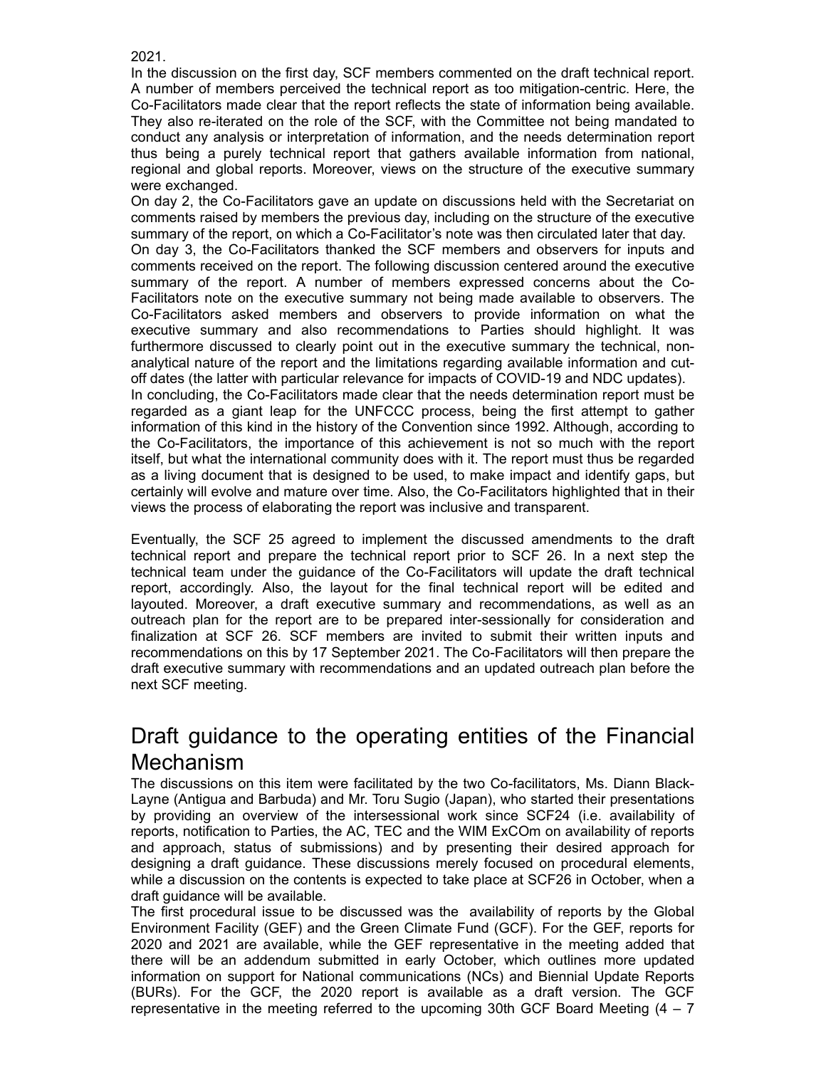2021.

In the discussion on the first day, SCF members commented on the draft technical report. A number of members perceived the technical report as too mitigation-centric. Here, the Co-Facilitators made clear that the report reflects the state of information being available. They also re-iterated on the role of the SCF, with the Committee not being mandated to conduct any analysis or interpretation of information, and the needs determination report thus being a purely technical report that gathers available information from national, regional and global reports. Moreover, views on the structure of the executive summary were exchanged.

On day 2, the Co-Facilitators gave an update on discussions held with the Secretariat on comments raised by members the previous day, including on the structure of the executive summary of the report, on which a Co-Facilitator's note was then circulated later that day.

On day 3, the Co-Facilitators thanked the SCF members and observers for inputs and comments received on the report. The following discussion centered around the executive summary of the report. A number of members expressed concerns about the Co-Facilitators note on the executive summary not being made available to observers. The Co-Facilitators asked members and observers to provide information on what the executive summary and also recommendations to Parties should highlight. It was furthermore discussed to clearly point out in the executive summary the technical, non-analytical nature of the report and the limitations regarding available information and cut-off dates (the latter with particular relevance for impacts of COVID-19 and NDC updates).

In concluding, the Co-Facilitators made clear that the needs determination report must be regarded as a giant leap for the UNFCCC process, being the first attempt to gather information of this kind in the history of the Convention since 1992. Although, according to the Co-Facilitators, the importance of this achievement is not so much with the report itself, but what the international community does with it. The report must thus be regarded as a living document that is designed to be used, to make impact and identify gaps, but certainly will evolve and mature over time. Also, the Co-Facilitators highlighted that in their views the process of elaborating the report was inclusive and transparent.

Eventually, the SCF 25 agreed to implement the discussed amendments to the draft technical report and prepare the technical report prior to SCF 26. In a next step the technical team under the guidance of the Co-Facilitators will update the draft technical report, accordingly. Also, the layout for the final technical report will be edited and layouted. Moreover, a draft executive summary and recommendations, as well as an outreach plan for the report are to be prepared inter-sessionally for consideration and finalization at SCF 26. SCF members are invited to submit their written inputs and recommendations on this by 17 September 2021. The Co-Facilitators will then prepare the draft executive summary with recommendations and an updated outreach plan before the next SCF meeting.

# Draft guidance to the operating entities of the Financial Mechanism

The discussions on this item were facilitated by the two Co-facilitators, Ms. Diann Black-Layne (Antigua and Barbuda) and Mr. Toru Sugio (Japan), who started their presentations by providing an overview of the intersessional work since SCF24 (i.e. availability of reports, notification to Parties, the AC, TEC and the WIM ExCOm on availability of reports and approach, status of submissions) and by presenting their desired approach for designing a draft guidance. These discussions merely focused on procedural elements, while a discussion on the contents is expected to take place at SCF26 in October, when a draft guidance will be available.

The first procedural issue to be discussed was the availability of reports by the Global Environment Facility (GEF) and the Green Climate Fund (GCF). For the GEF, reports for 2020 and 2021 are available, while the GEF representative in the meeting added that there will be an addendum submitted in early October, which outlines more updated information on support for National communications (NCs) and Biennial Update Reports (BURs). For the GCF, the 2020 report is available as a draft version. The GCF representative in the meeting referred to the upcoming 30th GCF Board Meeting (4 – 7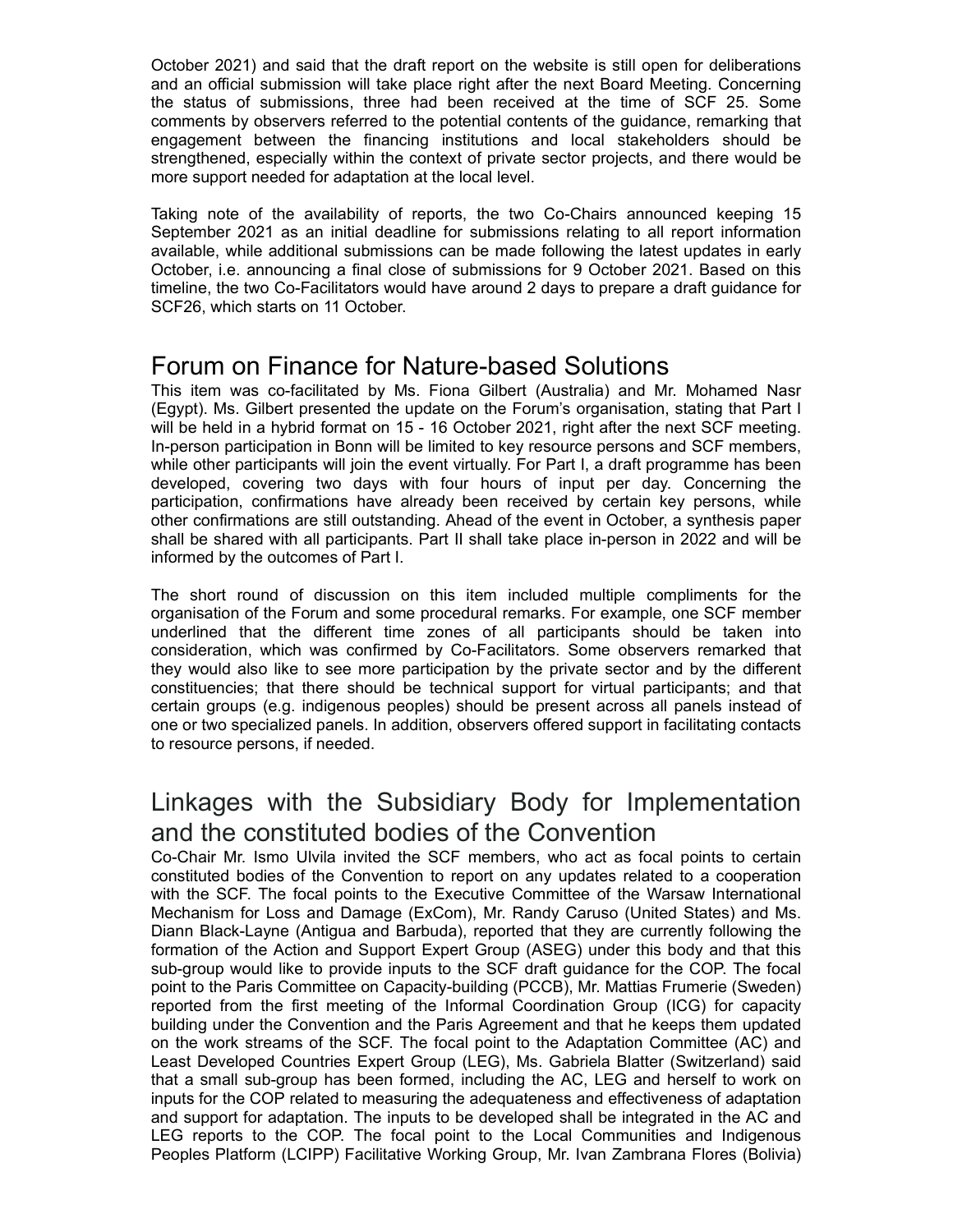October 2021) and said that the draft report on the website is still open for deliberations and an official submission will take place right after the next Board Meeting. Concerning the status of submissions, three had been received at the time of SCF 25. Some comments by observers referred to the potential contents of the guidance, remarking that engagement between the financing institutions and local stakeholders should be strengthened, especially within the context of private sector projects, and there would be more support needed for adaptation at the local level.

Taking note of the availability of reports, the two Co-Chairs announced keeping 15 September 2021 as an initial deadline for submissions relating to all report information available, while additional submissions can be made following the latest updates in early October, i.e. announcing a final close of submissions for 9 October 2021. Based on this timeline, the two Co-Facilitators would have around 2 days to prepare a draft guidance for SCF26, which starts on 11 October.

## Forum on Finance for Nature-based Solutions

This item was co-facilitated by Ms. Fiona Gilbert (Australia) and Mr. Mohamed Nasr (Egypt). Ms. Gilbert presented the update on the Forum's organisation, stating that Part I will be held in a hybrid format on 15 - 16 October 2021, right after the next SCF meeting. In-person participation in Bonn will be limited to key resource persons and SCF members, while other participants will join the event virtually. For Part I, a draft programme has been developed, covering two days with four hours of input per day. Concerning the participation, confirmations have already been received by certain key persons, while other confirmations are still outstanding. Ahead of the event in October, a synthesis paper shall be shared with all participants. Part II shall take place in-person in 2022 and will be informed by the outcomes of Part I.

The short round of discussion on this item included multiple compliments for the organisation of the Forum and some procedural remarks. For example, one SCF member underlined that the different time zones of all participants should be taken into consideration, which was confirmed by Co-Facilitators. Some observers remarked that they would also like to see more participation by the private sector and by the different constituencies; that there should be technical support for virtual participants; and that certain groups (e.g. indigenous peoples) should be present across all panels instead of one or two specialized panels. In addition, observers offered support in facilitating contacts to resource persons, if needed.

## Linkages with the Subsidiary Body for Implementation and the constituted bodies of the Convention

Co-Chair Mr. Ismo Ulvila invited the SCF members, who act as focal points to certain constituted bodies of the Convention to report on any updates related to a cooperation with the SCF. The focal points to the Executive Committee of the Warsaw International Mechanism for Loss and Damage (ExCom), Mr. Randy Caruso (United States) and Ms. Diann Black-Layne (Antigua and Barbuda), reported that they are currently following the formation of the Action and Support Expert Group (ASEG) under this body and that this sub-group would like to provide inputs to the SCF draft guidance for the COP. The focal point to the Paris Committee on Capacity-building (PCCB), Mr. Mattias Frumerie (Sweden) reported from the first meeting of the Informal Coordination Group (ICG) for capacity building under the Convention and the Paris Agreement and that he keeps them updated on the work streams of the SCF. The focal point to the Adaptation Committee (AC) and Least Developed Countries Expert Group (LEG), Ms. Gabriela Blatter (Switzerland) said that a small sub-group has been formed, including the AC, LEG and herself to work on inputs for the COP related to measuring the adequateness and effectiveness of adaptation and support for adaptation. The inputs to be developed shall be integrated in the AC and LEG reports to the COP. The focal point to the Local Communities and Indigenous Peoples Platform (LCIPP) Facilitative Working Group, Mr. Ivan Zambrana Flores (Bolivia)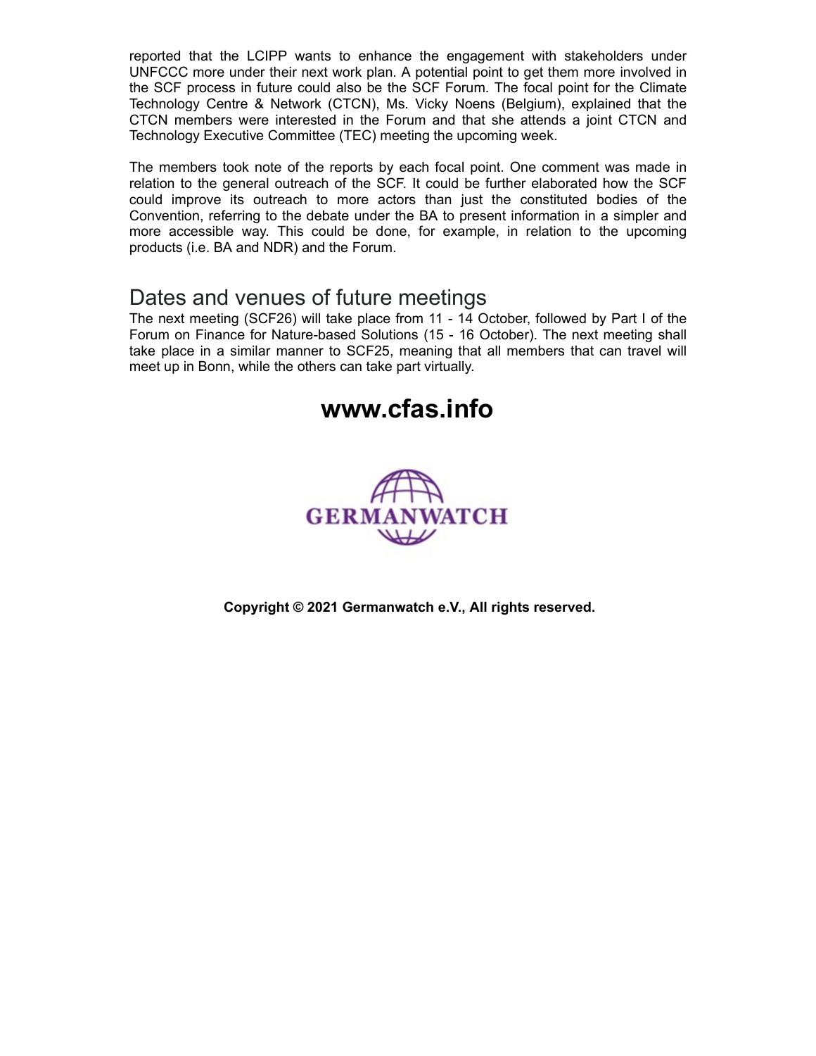reported that the LCIPP wants to enhance the engagement with stakeholders under UNFCCC more under their next work plan. A potential point to get them more involved in the SCF process in future could also be the SCF Forum. The focal point for the Climate Technology Centre & Network (CTCN), Ms. Vicky Noens (Belgium), explained that the CTCN members were interested in the Forum and that she attends a joint CTCN and Technology Executive Committee (TEC) meeting the upcoming week.

The members took note of the reports by each focal point. One comment was made in relation to the general outreach of the SCF. It could be further elaborated how the SCF could improve its outreach to more actors than just the constituted bodies of the Convention, referring to the debate under the BA to present information in a simpler and more accessible way. This could be done, for example, in relation to the upcoming products (i.e. BA and NDR) and the Forum.

## Dates and venues of future meetings

The next meeting (SCF26) will take place from 11 - 14 October, followed by Part I of the Forum on Finance for Nature-based Solutions (15 - 16 October). The next meeting shall take place in a similar manner to SCF25, meaning that all members that can travel will meet up in Bonn, while the others can take part virtually.

# www.cfas.info

GERMANWATCH

**Copyright © 2021 Germanwatch e.V., All rights reserved.**